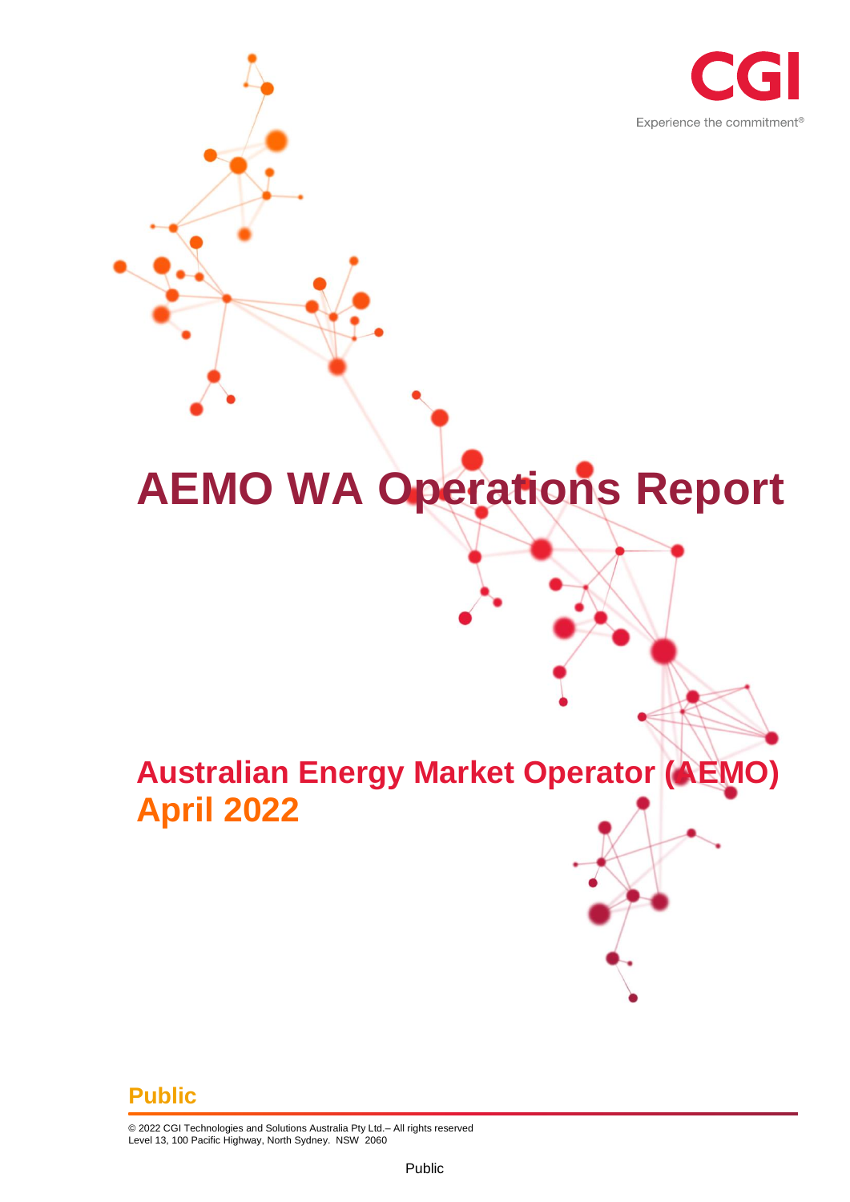CGI

Experience the commitment®

# AEMO WA Operations Report

## Australian Energy Market Operator (AEMO)
## April 2022

**Public**

© 2022 CGI Technologies and Solutions Australia Pty Ltd.– All rights reserved
Level 13, 100 Pacific Highway, North Sydney. NSW 2060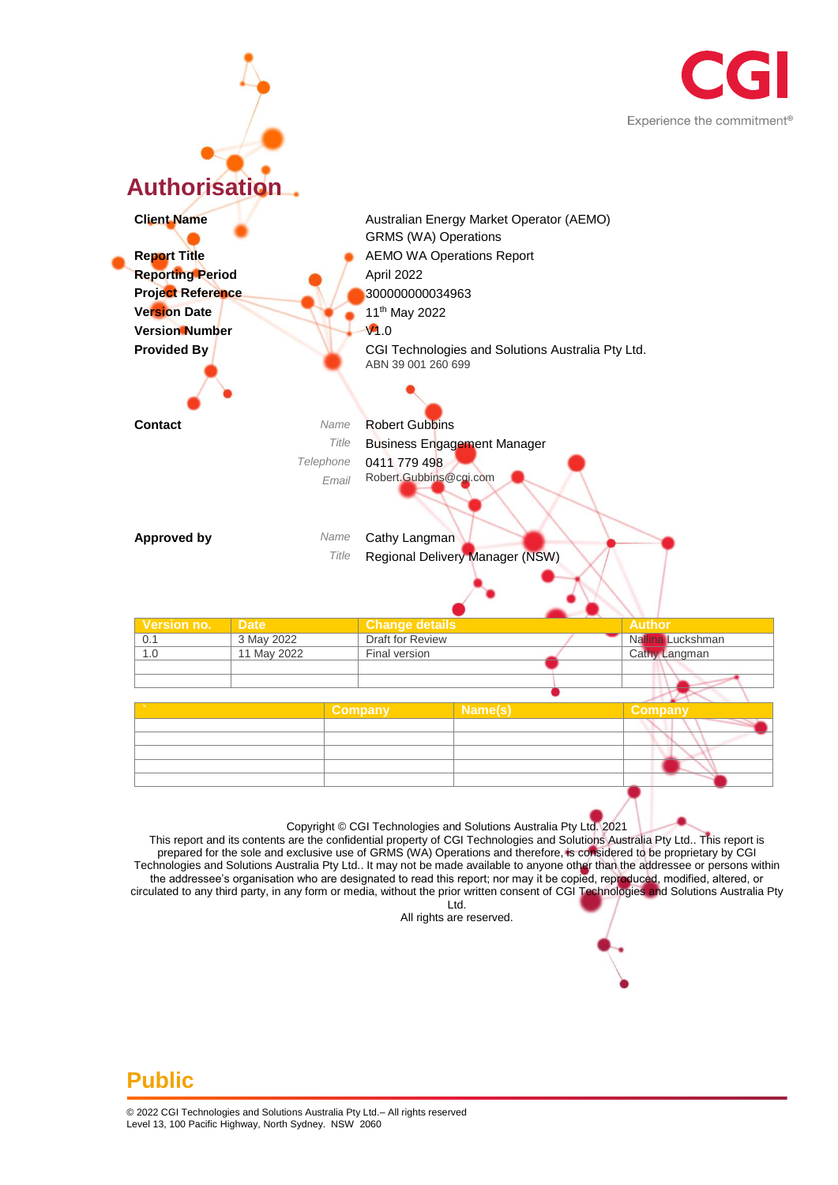# Authorisation

| | |
|---|---|
| **Client Name** | Australian Energy Market Operator (AEMO)<br>GRMS (WA) Operations |
| **Report Title** | AEMO WA Operations Report |
| **Reporting Period** | April 2022 |
| **Project Reference** | 300000000034963 |
| **Version Date** | 11th May 2022 |
| **Version Number** | V1.0 |
| **Provided By** | CGI Technologies and Solutions Australia Pty Ltd.<br>ABN 39 001 260 699 |

**Contact**

| | |
|---|---|
| *Name* | Robert Gubbins |
| *Title* | Business Engagement Manager |
| *Telephone* | 0411 779 498 |
| *Email* | Robert.Gubbins@cgi.com |

**Approved by**

| | |
|---|---|
| *Name* | Cathy Langman |
| *Title* | Regional Delivery Manager (NSW) |

| Version no. | Date | Change details | Author |
|---|---|---|---|
| 0.1 | 3 May 2022 | Draft for Review | Nallina Luckshman |
| 1.0 | 11 May 2022 | Final version | Cathy Langman |
| | | | |
| | | | |

| ` | Company | Name(s) | Company |
|---|---|---|---|
| | | | |
| | | | |
| | | | |
| | | | |
| | | | |

Copyright © CGI Technologies and Solutions Australia Pty Ltd. 2021
This report and its contents are the confidential property of CGI Technologies and Solutions Australia Pty Ltd.. This report is prepared for the sole and exclusive use of GRMS (WA) Operations and therefore, is considered to be proprietary by CGI Technologies and Solutions Australia Pty Ltd.. It may not be made available to anyone other than the addressee or persons within the addressee's organisation who are designated to read this report; nor may it be copied, reproduced, modified, altered, or circulated to any third party, in any form or media, without the prior written consent of CGI Technologies and Solutions Australia Pty Ltd.
All rights are reserved.

**Public**

© 2022 CGI Technologies and Solutions Australia Pty Ltd.– All rights reserved
Level 13, 100 Pacific Highway, North Sydney. NSW 2060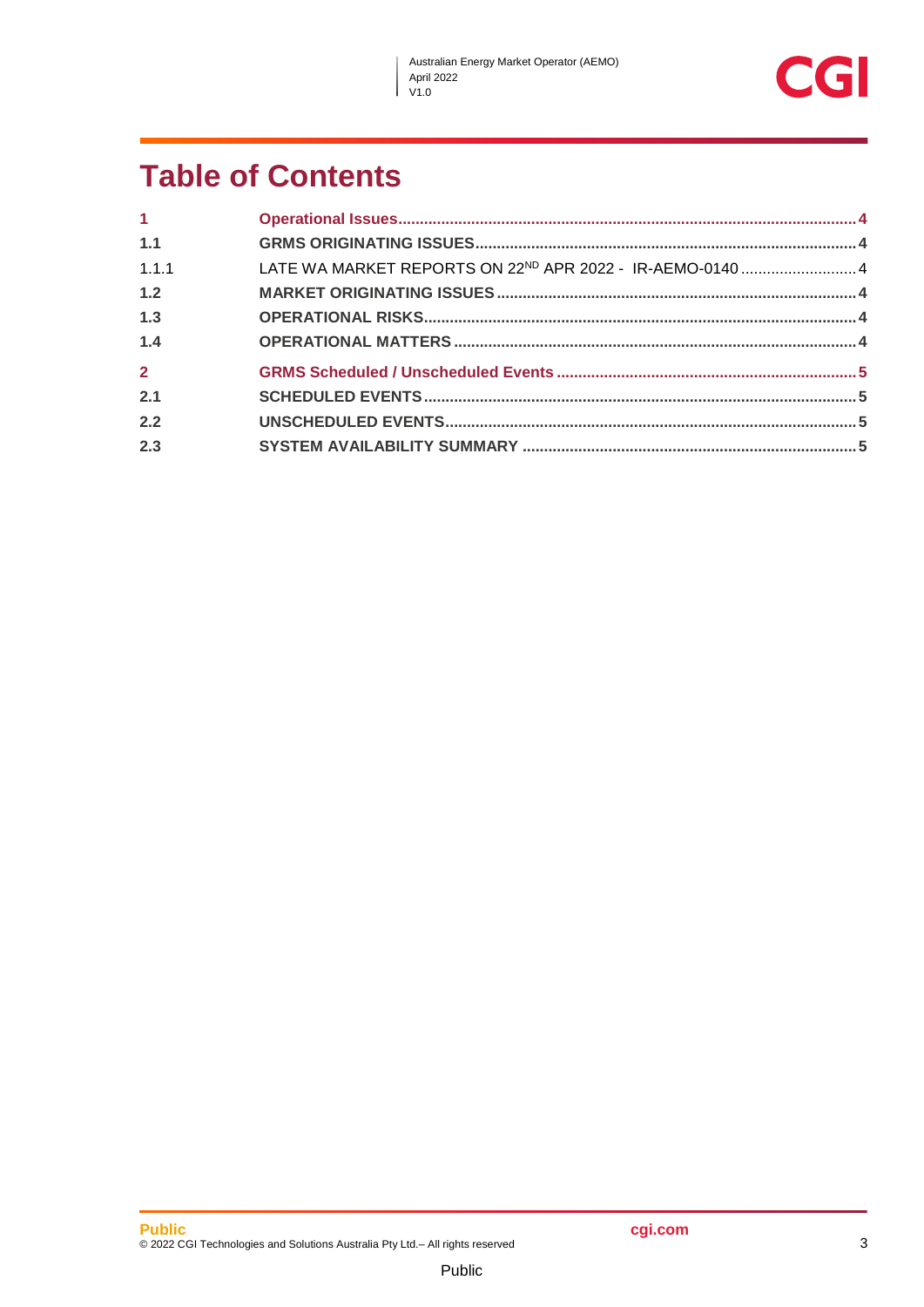# Table of Contents

| | | |
|---|---|---|
| **1** | **Operational Issues** | **4** |
| **1.1** | **GRMS ORIGINATING ISSUES** | **4** |
| 1.1.1 | LATE WA MARKET REPORTS ON 22ND APR 2022 - IR-AEMO-0140 | 4 |
| **1.2** | **MARKET ORIGINATING ISSUES** | **4** |
| **1.3** | **OPERATIONAL RISKS** | **4** |
| **1.4** | **OPERATIONAL MATTERS** | **4** |
| **2** | **GRMS Scheduled / Unscheduled Events** | **5** |
| **2.1** | **SCHEDULED EVENTS** | **5** |
| **2.2** | **UNSCHEDULED EVENTS** | **5** |
| **2.3** | **SYSTEM AVAILABILITY SUMMARY** | **5** |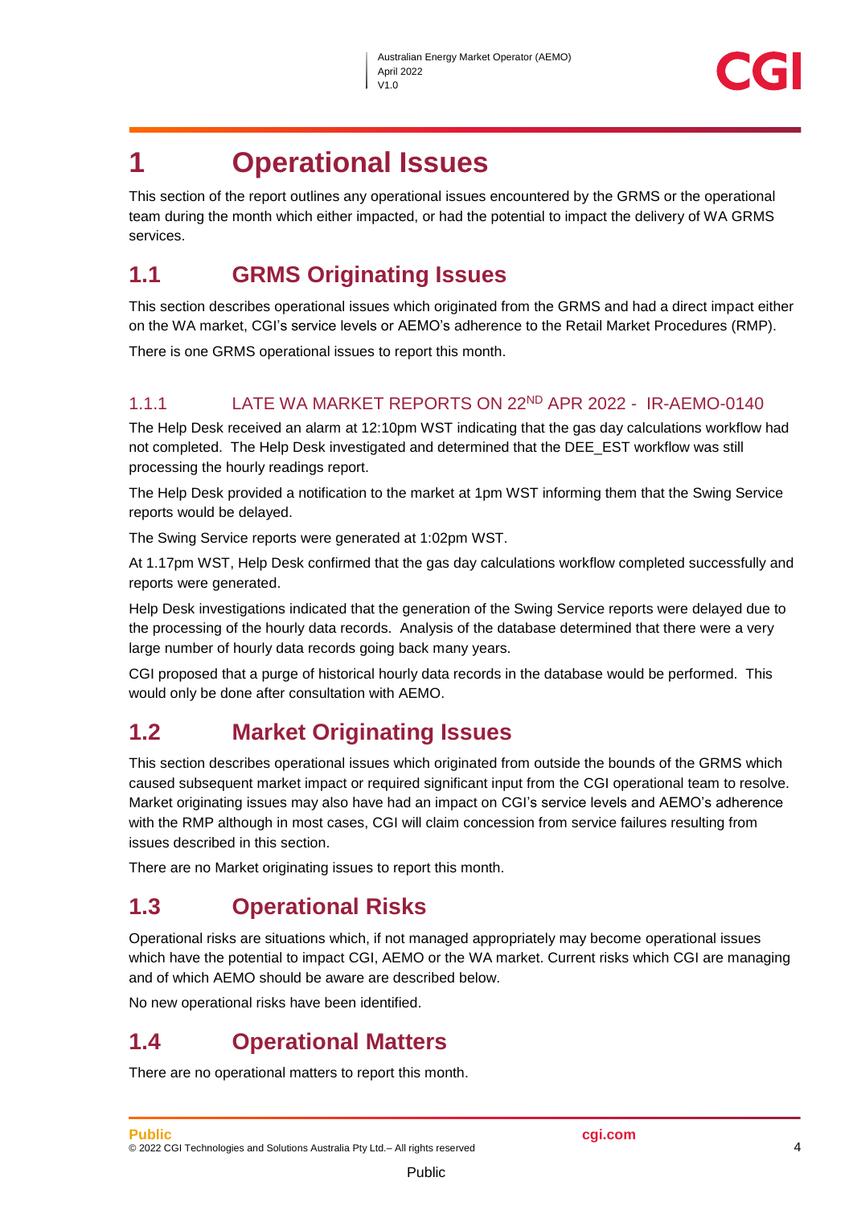# 1 Operational Issues

This section of the report outlines any operational issues encountered by the GRMS or the operational team during the month which either impacted, or had the potential to impact the delivery of WA GRMS services.

## 1.1 GRMS Originating Issues

This section describes operational issues which originated from the GRMS and had a direct impact either on the WA market, CGI's service levels or AEMO's adherence to the Retail Market Procedures (RMP).

There is one GRMS operational issues to report this month.

### 1.1.1 LATE WA MARKET REPORTS ON 22ND APR 2022 - IR-AEMO-0140

The Help Desk received an alarm at 12:10pm WST indicating that the gas day calculations workflow had not completed. The Help Desk investigated and determined that the DEE_EST workflow was still processing the hourly readings report.

The Help Desk provided a notification to the market at 1pm WST informing them that the Swing Service reports would be delayed.

The Swing Service reports were generated at 1:02pm WST.

At 1.17pm WST, Help Desk confirmed that the gas day calculations workflow completed successfully and reports were generated.

Help Desk investigations indicated that the generation of the Swing Service reports were delayed due to the processing of the hourly data records. Analysis of the database determined that there were a very large number of hourly data records going back many years.

CGI proposed that a purge of historical hourly data records in the database would be performed. This would only be done after consultation with AEMO.

## 1.2 Market Originating Issues

This section describes operational issues which originated from outside the bounds of the GRMS which caused subsequent market impact or required significant input from the CGI operational team to resolve. Market originating issues may also have had an impact on CGI's service levels and AEMO's adherence with the RMP although in most cases, CGI will claim concession from service failures resulting from issues described in this section.

There are no Market originating issues to report this month.

## 1.3 Operational Risks

Operational risks are situations which, if not managed appropriately may become operational issues which have the potential to impact CGI, AEMO or the WA market. Current risks which CGI are managing and of which AEMO should be aware are described below.

No new operational risks have been identified.

## 1.4 Operational Matters

There are no operational matters to report this month.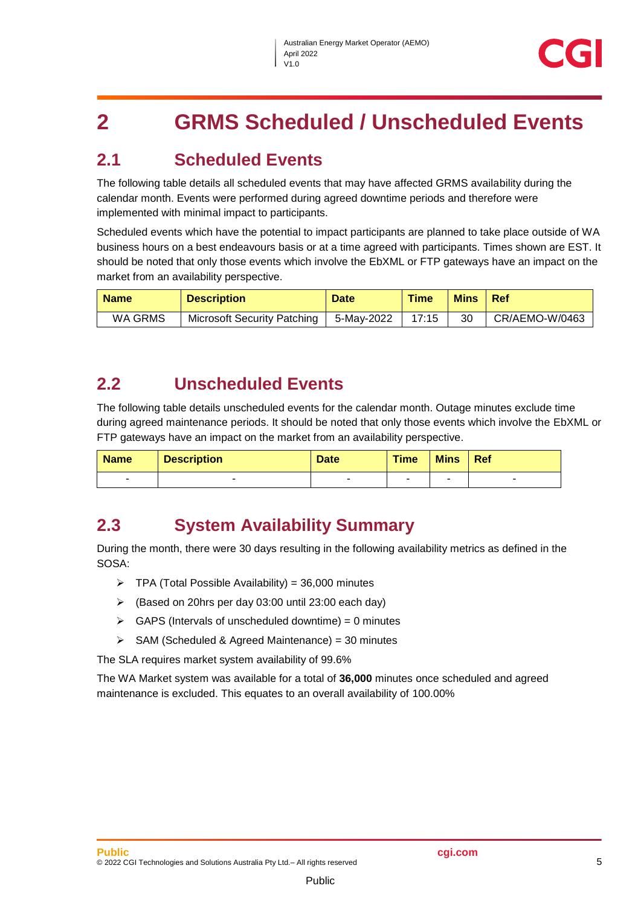# 2 GRMS Scheduled / Unscheduled Events

## 2.1 Scheduled Events

The following table details all scheduled events that may have affected GRMS availability during the calendar month. Events were performed during agreed downtime periods and therefore were implemented with minimal impact to participants.

Scheduled events which have the potential to impact participants are planned to take place outside of WA business hours on a best endeavours basis or at a time agreed with participants. Times shown are EST. It should be noted that only those events which involve the EbXML or FTP gateways have an impact on the market from an availability perspective.

| Name | Description | Date | Time | Mins | Ref |
|---|---|---|---|---|---|
| WA GRMS | Microsoft Security Patching | 5-May-2022 | 17:15 | 30 | CR/AEMO-W/0463 |

## 2.2 Unscheduled Events

The following table details unscheduled events for the calendar month. Outage minutes exclude time during agreed maintenance periods. It should be noted that only those events which involve the EbXML or FTP gateways have an impact on the market from an availability perspective.

| Name | Description | Date | Time | Mins | Ref |
|---|---|---|---|---|---|
| - | - | - | - | - | - |

## 2.3 System Availability Summary

During the month, there were 30 days resulting in the following availability metrics as defined in the SOSA:

- TPA (Total Possible Availability) = 36,000 minutes
- (Based on 20hrs per day 03:00 until 23:00 each day)
- GAPS (Intervals of unscheduled downtime) = 0 minutes
- SAM (Scheduled & Agreed Maintenance) = 30 minutes

The SLA requires market system availability of 99.6%

The WA Market system was available for a total of **36,000** minutes once scheduled and agreed maintenance is excluded. This equates to an overall availability of 100.00%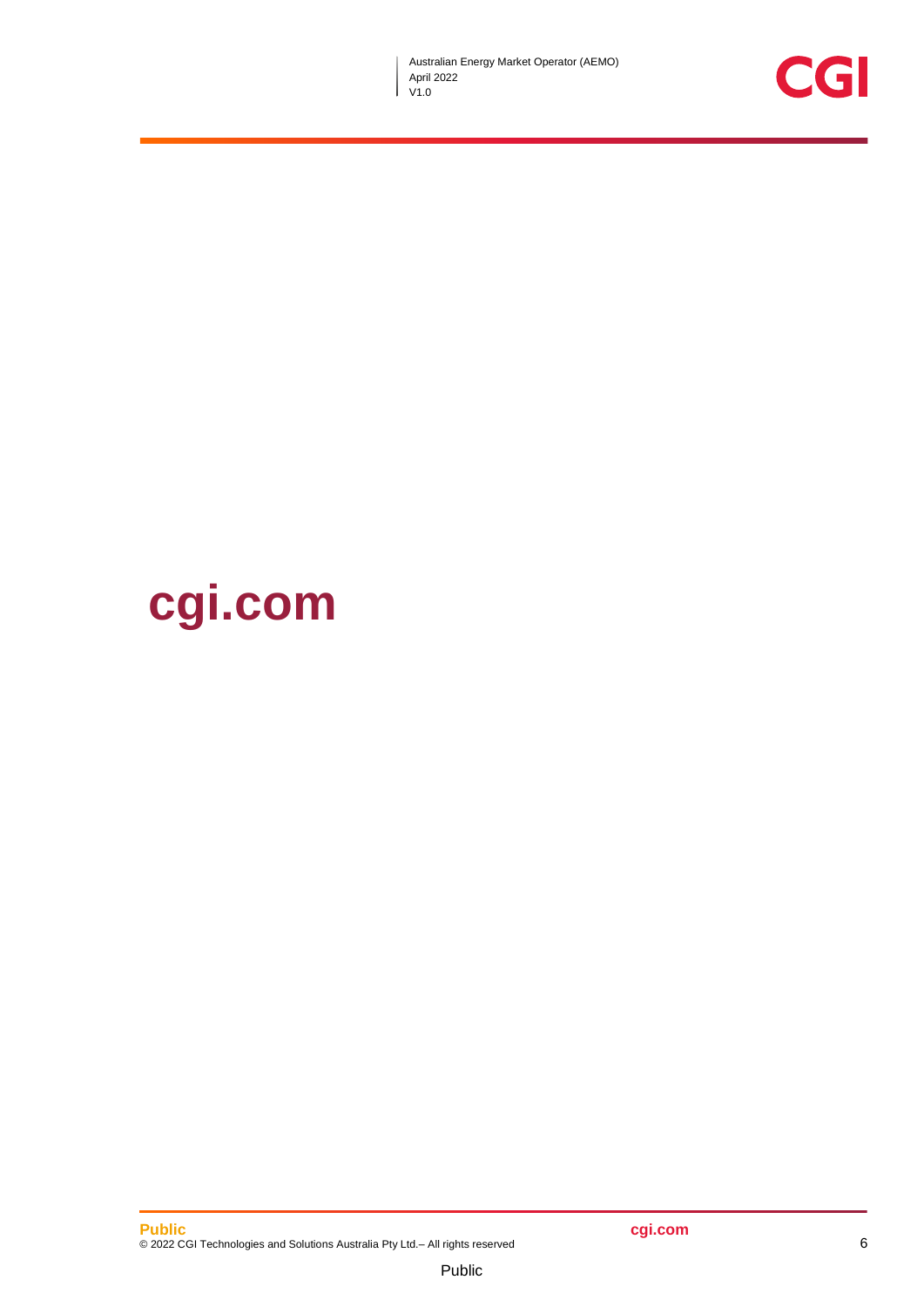**cgi.com**